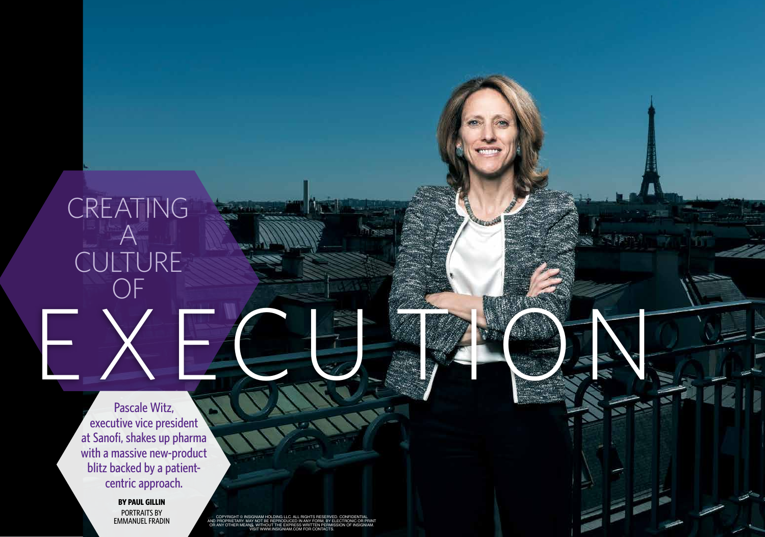# CREATING A CULTURE OF EXECUTION

Pascale Witz, executive vice president at Sanofi, shakes up pharma with a massive new-product blitz backed by a patient-centric approach.

**BY PAUL GILLIN**

PORTRAITS BY EMMANUEL FRADIN

COPYRIGHT © INSIGNIAM HOLDING LLC. ALL RIGHTS RESERVED. CONFIDENTIAL AND PROPRIETARY. MAY NOT BE REPRODUCED IN ANY FORM, BY ELECTRONIC OR PRINT OR ANY OTHER MEANS, WITHOUT THE EXPRESS WRITTEN PERMISSION OF INSIGNIAM. VISIT WWW.INSIGNIAM.COM FOR CONTACTS.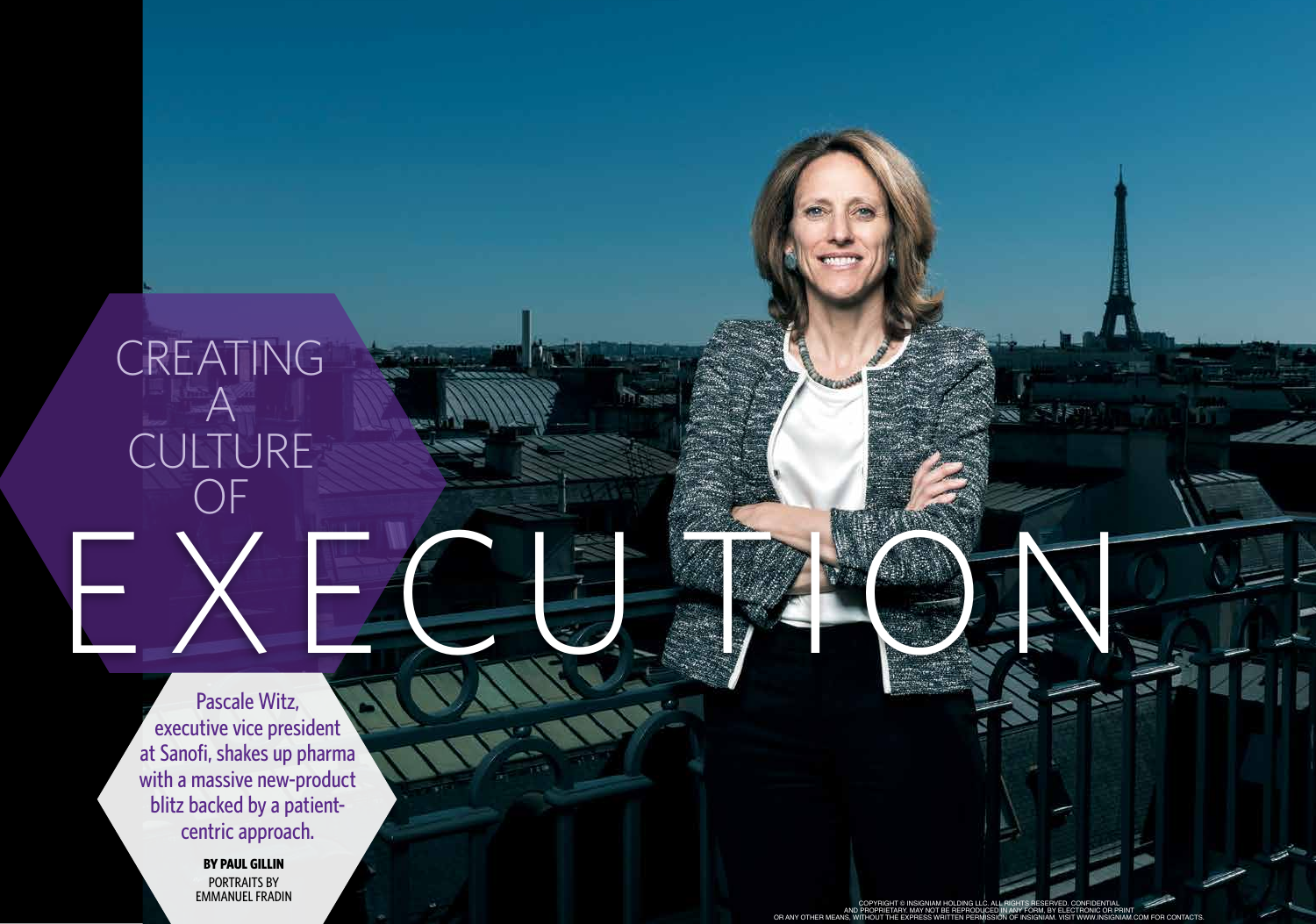# CREATING A CULTURE OF EXECUTION

Pascale Witz, executive vice president at Sanofi, shakes up pharma with a massive new-product blitz backed by a patient-centric approach.

**BY PAUL GILLIN**
PORTRAITS BY EMMANUEL FRADIN

COPYRIGHT © INSIGNIAM HOLDING LLC. ALL RIGHTS RESERVED. CONFIDENTIAL AND PROPRIETARY. MAY NOT BE REPRODUCED IN ANY FORM, BY ELECTRONIC OR PRINT OR ANY OTHER MEANS, WITHOUT THE EXPRESS WRITTEN PERMISSION OF INSIGNIAM. VISIT WWW.INSIGNIAM.COM FOR CONTACTS.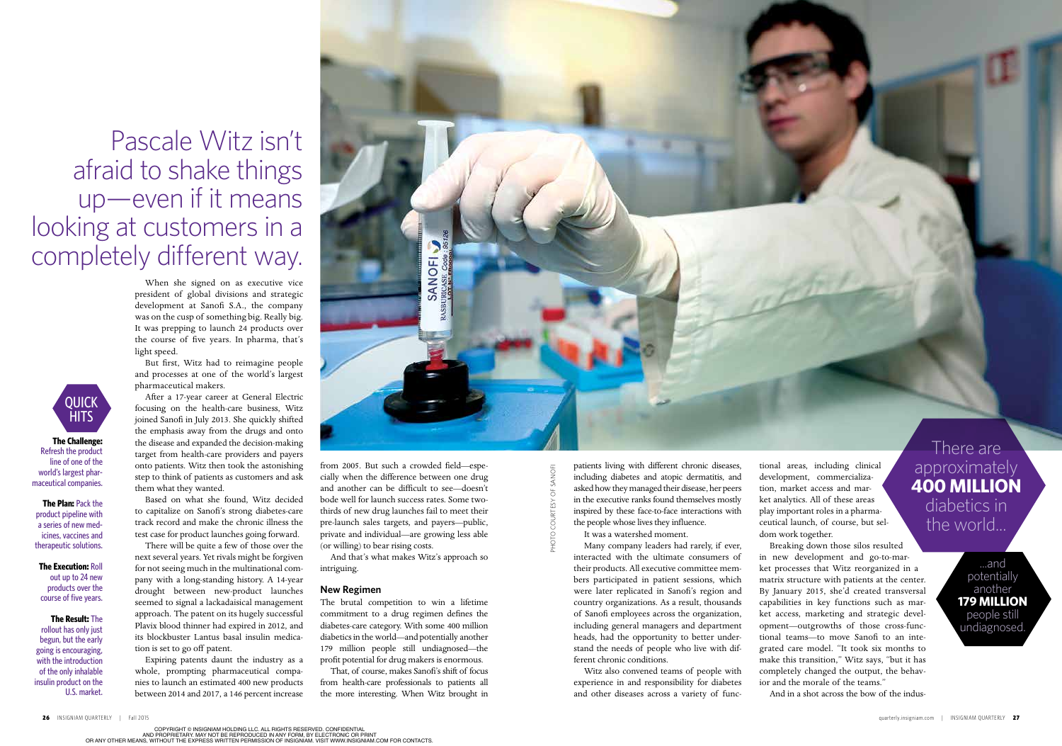# Pascale Witz isn't afraid to shake things up—even if it means looking at customers in a completely different way.

When she signed on as executive vice president of global divisions and strategic development at Sanofi S.A., the company was on the cusp of something big. Really big. It was prepping to launch 24 products over the course of five years. In pharma, that's light speed.

But first, Witz had to reimagine people and processes at one of the world's largest pharmaceutical makers.

After a 17-year career at General Electric focusing on the health-care business, Witz joined Sanofi in July 2013. She quickly shifted the emphasis away from the drugs and onto the disease and expanded the decision-making target from health-care providers and payers onto patients. Witz then took the astonishing step to think of patients as customers and ask them what they wanted.

Based on what she found, Witz decided to capitalize on Sanofi's strong diabetes-care track record and make the chronic illness the test case for product launches going forward.

There will be quite a few of those over the next several years. Yet rivals might be forgiven for not seeing much in the multinational company with a long-standing history. A 14-year drought between new-product launches seemed to signal a lackadaisical management approach. The patent on its hugely successful Plavix blood thinner had expired in 2012, and its blockbuster Lantus basal insulin medication is set to go off patent.

Expiring patents daunt the industry as a whole, prompting pharmaceutical companies to launch an estimated 400 new products between 2014 and 2017, a 146 percent increase from 2005. But such a crowded field—especially when the difference between one drug and another can be difficult to see—doesn't bode well for launch success rates. Some two-thirds of new drug launches fail to meet their pre-launch sales targets, and payers—public, private and individual—are growing less able (or willing) to bear rising costs.

And that's what makes Witz's approach so intriguing.

**QUICK HITS**

**The Challenge:** Refresh the product line of one of the world's largest pharmaceutical companies.

**The Plan:** Pack the product pipeline with a series of new medicines, vaccines and therapeutic solutions.

**The Execution:** Roll out up to 24 new products over the course of five years.

**The Result:** The rollout has only just begun, but the early going is encouraging, with the introduction of the only inhalable insulin product on the U.S. market.

PHOTO COURTESY OF SANOFI

## New Regimen

The brutal competition to win a lifetime commitment to a drug regimen defines the diabetes-care category. With some 400 million diabetics in the world—and potentially another 179 million people still undiagnosed—the profit potential for drug makers is enormous.

That, of course, makes Sanofi's shift of focus from health-care professionals to patients all the more interesting. When Witz brought in patients living with different chronic diseases, including diabetes and atopic dermatitis, and asked how they managed their disease, her peers in the executive ranks found themselves mostly inspired by these face-to-face interactions with the people whose lives they influence.

It was a watershed moment.

Many company leaders had rarely, if ever, interacted with the ultimate consumers of their products. All executive committee members participated in patient sessions, which were later replicated in Sanofi's region and country organizations. As a result, thousands of Sanofi employees across the organization, including general managers and department heads, had the opportunity to better understand the needs of people who live with different chronic conditions.

Witz also convened teams of people with experience in and responsibility for diabetes and other diseases across a variety of functional areas, including clinical development, commercialization, market access and market analytics. All of these areas play important roles in a pharmaceutical launch, of course, but seldom work together.

There are approximately **400 MILLION** diabetics in the world...

...and potentially another **179 MILLION** people still undiagnosed.

Breaking down those silos resulted in new development and go-to-market processes that Witz reorganized in a matrix structure with patients at the center. By January 2015, she'd created transversal capabilities in key functions such as market access, marketing and strategic development—outgrowths of those cross-functional teams—to move Sanofi to an integrated care model. "It took six months to make this transition," Witz says, "but it has completely changed the output, the behavior and the morale of the teams."

And in a shot across the bow of the indus-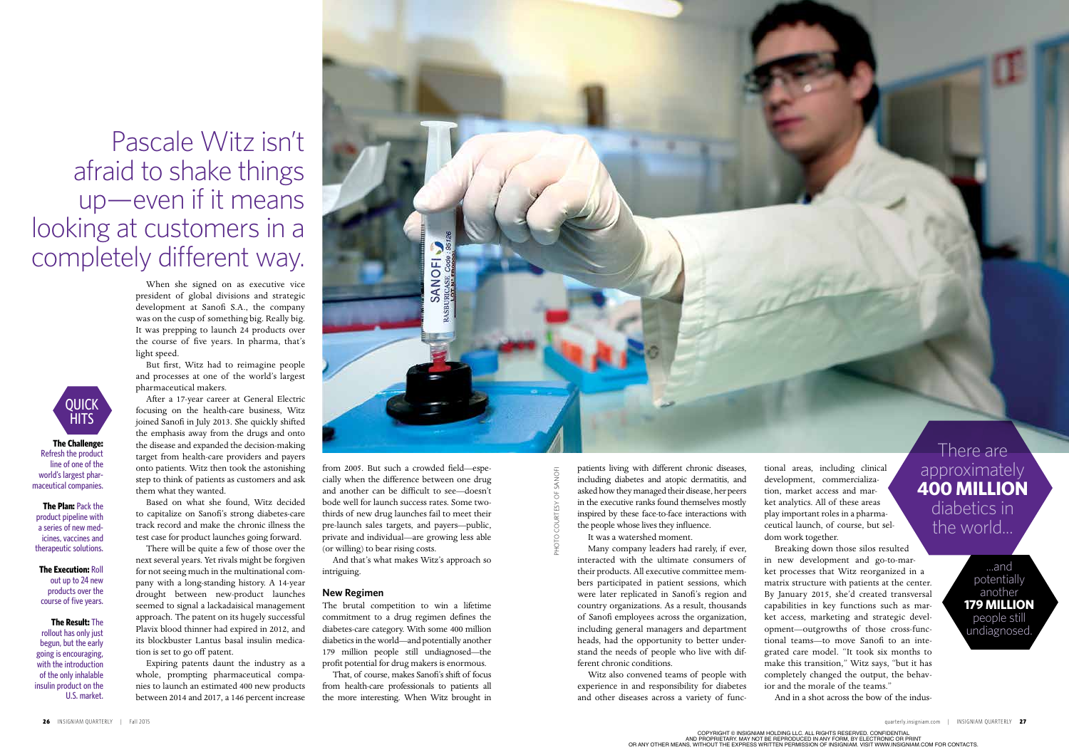# Pascale Witz isn't afraid to shake things up—even if it means looking at customers in a completely different way.

When she signed on as executive vice president of global divisions and strategic development at Sanofi S.A., the company was on the cusp of something big. Really big. It was prepping to launch 24 products over the course of five years. In pharma, that's light speed.

But first, Witz had to reimagine people and processes at one of the world's largest pharmaceutical makers.

After a 17-year career at General Electric focusing on the health-care business, Witz joined Sanofi in July 2013. She quickly shifted the emphasis away from the drugs and onto the disease and expanded the decision-making target from health-care providers and payers onto patients. Witz then took the astonishing step to think of patients as customers and ask them what they wanted.

Based on what she found, Witz decided to capitalize on Sanofi's strong diabetes-care track record and make the chronic illness the test case for product launches going forward.

There will be quite a few of those over the next several years. Yet rivals might be forgiven for not seeing much in the multinational company with a long-standing history. A 14-year drought between new-product launches seemed to signal a lackadaisical management approach. The patent on its hugely successful Plavix blood thinner had expired in 2012, and its blockbuster Lantus basal insulin medication is set to go off patent.

Expiring patents daunt the industry as a whole, prompting pharmaceutical companies to launch an estimated 400 new products between 2014 and 2017, a 146 percent increase from 2005. But such a crowded field—especially when the difference between one drug and another can be difficult to see—doesn't bode well for launch success rates. Some two-thirds of new drug launches fail to meet their pre-launch sales targets, and payers—public, private and individual—are growing less able (or willing) to bear rising costs.

And that's what makes Witz's approach so intriguing.

**QUICK HITS**

**The Challenge:** Refresh the product line of one of the world's largest pharmaceutical companies.

**The Plan:** Pack the product pipeline with a series of new medicines, vaccines and therapeutic solutions.

**The Execution:** Roll out up to 24 new products over the course of five years.

**The Result:** The rollout has only just begun, but the early going is encouraging, with the introduction of the only inhalable insulin product on the U.S. market.

PHOTO COURTESY OF SANOFI

## New Regimen

The brutal competition to win a lifetime commitment to a drug regimen defines the diabetes-care category. With some 400 million diabetics in the world—and potentially another 179 million people still undiagnosed—the profit potential for drug makers is enormous.

That, of course, makes Sanofi's shift of focus from health-care professionals to patients all the more interesting. When Witz brought in patients living with different chronic diseases, including diabetes and atopic dermatitis, and asked how they managed their disease, her peers in the executive ranks found themselves mostly inspired by these face-to-face interactions with the people whose lives they influence.

It was a watershed moment.

Many company leaders had rarely, if ever, interacted with the ultimate consumers of their products. All executive committee members participated in patient sessions, which were later replicated in Sanofi's region and country organizations. As a result, thousands of Sanofi employees across the organization, including general managers and department heads, had the opportunity to better understand the needs of people who live with different chronic conditions.

Witz also convened teams of people with experience in and responsibility for diabetes and other diseases across a variety of functional areas, including clinical development, commercialization, market access and market analytics. All of these areas play important roles in a pharmaceutical launch, of course, but seldom work together.

Breaking down those silos resulted in new development and go-to-market processes that Witz reorganized in a matrix structure with patients at the center. By January 2015, she'd created transversal capabilities in key functions such as market access, marketing and strategic development—outgrowths of those cross-functional teams—to move Sanofi to an integrated care model. "It took six months to make this transition," Witz says, "but it has completely changed the output, the behavior and the morale of the teams."

And in a shot across the bow of the indus-

There are approximately **400 MILLION** diabetics in the world...

...and potentially another **179 MILLION** people still undiagnosed.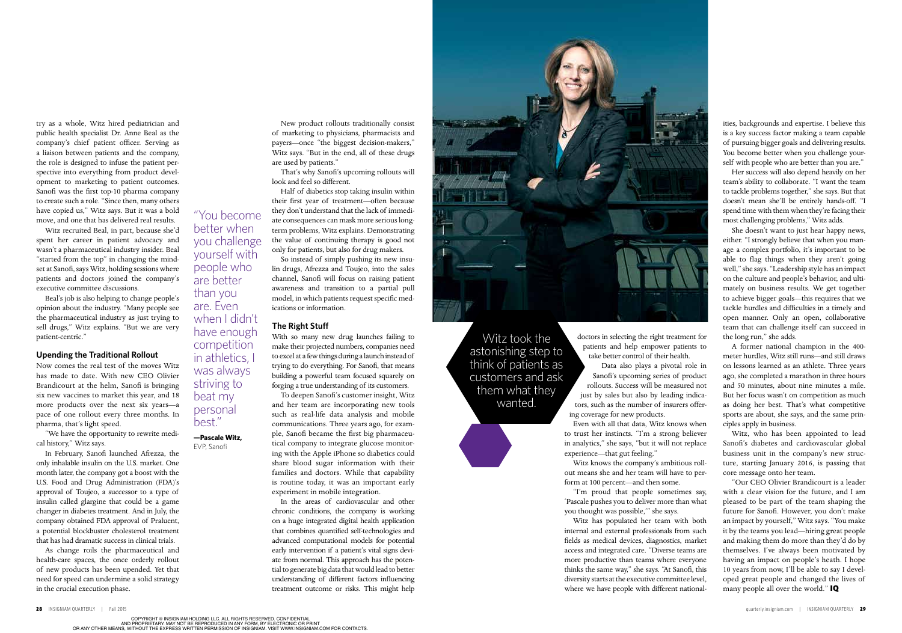try as a whole, Witz hired pediatrician and public health specialist Dr. Anne Beal as the company's chief patient officer. Serving as a liaison between patients and the company, the role is designed to infuse the patient perspective into everything from product development to marketing to patient outcomes. Sanofi was the first top-10 pharma company to create such a role. "Since then, many others have copied us," Witz says. But it was a bold move, and one that has delivered real results.

Witz recruited Beal, in part, because she'd spent her career in patient advocacy and wasn't a pharmaceutical industry insider. Beal "started from the top" in changing the mindset at Sanofi, says Witz, holding sessions where patients and doctors joined the company's executive committee discussions.

Beal's job is also helping to change people's opinion about the industry. "Many people see the pharmaceutical industry as just trying to sell drugs," Witz explains. "But we are very patient-centric."

### Upending the Traditional Rollout

Now comes the real test of the moves Witz has made to date. With new CEO Olivier Brandicourt at the helm, Sanofi is bringing six new vaccines to market this year, and 18 more products over the next six years—a pace of one rollout every three months. In pharma, that's light speed.

"We have the opportunity to rewrite medical history," Witz says.

In February, Sanofi launched Afrezza, the only inhalable insulin on the U.S. market. One month later, the company got a boost with the U.S. Food and Drug Administration (FDA)'s approval of Toujeo, a successor to a type of insulin called glargine that could be a game changer in diabetes treatment. And in July, the company obtained FDA approval of Praluent, a potential blockbuster cholesterol treatment that has had dramatic success in clinical trials.

As change roils the pharmaceutical and health-care spaces, the once orderly rollout of new products has been upended. Yet that need for speed can undermine a solid strategy in the crucial execution phase.

> "You become better when you challenge yourself with people who are better than you are. Even when I didn't have enough competition in athletics, I was always striving to beat my personal best."
>
> **—Pascale Witz,** EVP, Sanofi

New product rollouts traditionally consist of marketing to physicians, pharmacists and payers—once "the biggest decision-makers," Witz says. "But in the end, all of these drugs are used by patients."

That's why Sanofi's upcoming rollouts will look and feel so different.

Half of diabetics stop taking insulin within their first year of treatment—often because they don't understand that the lack of immediate consequences can mask more serious long-term problems, Witz explains. Demonstrating the value of continuing therapy is good not only for patients, but also for drug makers.

So instead of simply pushing its new insulin drugs, Afrezza and Toujeo, into the sales channel, Sanofi will focus on raising patient awareness and transition to a partial pull model, in which patients request specific medications or information.

### The Right Stuff

With so many new drug launches failing to make their projected numbers, companies need to excel at a few things during a launch instead of trying to do everything. For Sanofi, that means building a powerful team focused squarely on forging a true understanding of its customers.

To deepen Sanofi's customer insight, Witz and her team are incorporating new tools such as real-life data analysis and mobile communications. Three years ago, for example, Sanofi became the first big pharmaceutical company to integrate glucose monitoring with the Apple iPhone so diabetics could share blood sugar information with their families and doctors. While that capability is routine today, it was an important early experiment in mobile integration.

In the areas of cardiovascular and other chronic conditions, the company is working on a huge integrated digital health application that combines quantified self-technologies and advanced computational models for potential early intervention if a patient's vital signs deviate from normal. This approach has the potential to generate big data that would lead to better understanding of different factors influencing treatment outcome or risks. This might help doctors in selecting the right treatment for patients and help empower patients to take better control of their health.

> Witz took the astonishing step to think of patients as customers and ask them what they wanted.

Data also plays a pivotal role in Sanofi's upcoming series of product rollouts. Success will be measured not just by sales but also by leading indicators, such as the number of insurers offering coverage for new products.

Even with all that data, Witz knows when to trust her instincts. "I'm a strong believer in analytics," she says, "but it will not replace experience—that gut feeling."

Witz knows the company's ambitious rollout means she and her team will have to perform at 100 percent—and then some.

"I'm proud that people sometimes say, 'Pascale pushes you to deliver more than what you thought was possible,'" she says.

Witz has populated her team with both internal and external professionals from such fields as medical devices, diagnostics, market access and integrated care. "Diverse teams are more productive than teams where everyone thinks the same way," she says. "At Sanofi, this diversity starts at the executive committee level, where we have people with different nationalities, backgrounds and expertise. I believe this is a key success factor making a team capable of pursuing bigger goals and delivering results. You become better when you challenge yourself with people who are better than you are."

Her success will also depend heavily on her team's ability to collaborate. "I want the team to tackle problems together," she says. But that doesn't mean she'll be entirely hands-off. "I spend time with them when they're facing their most challenging problems," Witz adds.

She doesn't want to just hear happy news, either. "I strongly believe that when you manage a complex portfolio, it's important to be able to flag things when they aren't going well," she says. "Leadership style has an impact on the culture and people's behavior, and ultimately on business results. We get together to achieve bigger goals—this requires that we tackle hurdles and difficulties in a timely and open manner. Only an open, collaborative team that can challenge itself can succeed in the long run," she adds.

A former national champion in the 400-meter hurdles, Witz still runs—and still draws on lessons learned as an athlete. Three years ago, she completed a marathon in three hours and 50 minutes, about nine minutes a mile. But her focus wasn't on competition as much as doing her best. That's what competitive sports are about, she says, and the same principles apply in business.

Witz, who has been appointed to lead Sanofi's diabetes and cardiovascular global business unit in the company's new structure, starting January 2016, is passing that core message onto her team.

"Our CEO Olivier Brandicourt is a leader with a clear vision for the future, and I am pleased to be part of the team shaping the future for Sanofi. However, you don't make an impact by yourself," Witz says. "You make it by the teams you lead—hiring great people and making them do more than they'd do by themselves. I've always been motivated by having an impact on people's heath. I hope 10 years from now, I'll be able to say I developed great people and changed the lives of many people all over the world." **IQ**

COPYRIGHT © INSIGNIAM HOLDING LLC. ALL RIGHTS RESERVED. CONFIDENTIAL AND PROPRIETARY. MAY NOT BE REPRODUCED IN ANY FORM, BY ELECTRONIC OR PRINT OR ANY OTHER MEANS, WITHOUT THE EXPRESS WRITTEN PERMISSION OF INSIGNIAM. VISIT WWW.INSIGNIAM.COM FOR CONTACTS.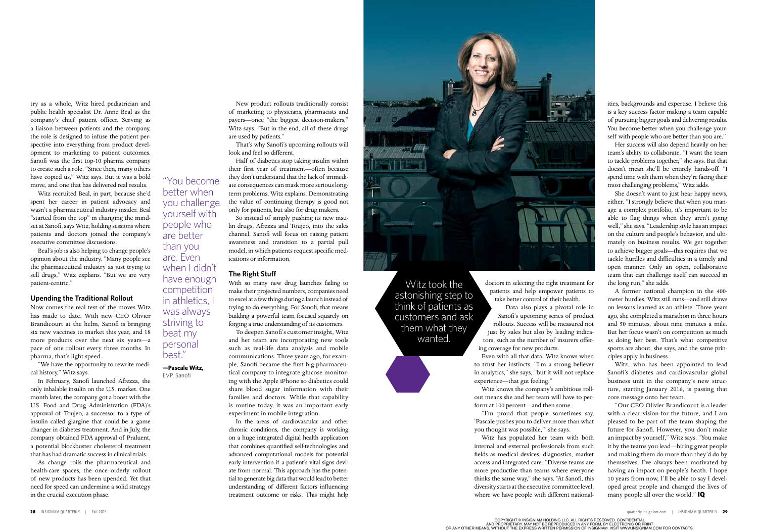try as a whole, Witz hired pediatrician and public health specialist Dr. Anne Beal as the company's chief patient officer. Serving as a liaison between patients and the company, the role is designed to infuse the patient perspective into everything from product development to marketing to patient outcomes. Sanofi was the first top-10 pharma company to create such a role. "Since then, many others have copied us," Witz says. But it was a bold move, and one that has delivered real results.

Witz recruited Beal, in part, because she'd spent her career in patient advocacy and wasn't a pharmaceutical industry insider. Beal "started from the top" in changing the mindset at Sanofi, says Witz, holding sessions where patients and doctors joined the company's executive committee discussions.

Beal's job is also helping to change people's opinion about the industry. "Many people see the pharmaceutical industry as just trying to sell drugs," Witz explains. "But we are very patient-centric."

### Upending the Traditional Rollout

Now comes the real test of the moves Witz has made to date. With new CEO Olivier Brandicourt at the helm, Sanofi is bringing six new vaccines to market this year, and 18 more products over the next six years—a pace of one rollout every three months. In pharma, that's light speed.

"We have the opportunity to rewrite medical history," Witz says.

In February, Sanofi launched Afrezza, the only inhalable insulin on the U.S. market. One month later, the company got a boost with the U.S. Food and Drug Administration (FDA)'s approval of Toujeo, a successor to a type of insulin called glargine that could be a game changer in diabetes treatment. And in July, the company obtained FDA approval of Praluent, a potential blockbuster cholesterol treatment that has had dramatic success in clinical trials.

As change roils the pharmaceutical and health-care spaces, the once orderly rollout of new products has been upended. Yet that need for speed can undermine a solid strategy in the crucial execution phase.

> "You become better when you challenge yourself with people who are better than you are. Even when I didn't have enough competition in athletics, I was always striving to beat my personal best."
>
> **—Pascale Witz,** EVP, Sanofi

New product rollouts traditionally consist of marketing to physicians, pharmacists and payers—once "the biggest decision-makers," Witz says. "But in the end, all of these drugs are used by patients."

That's why Sanofi's upcoming rollouts will look and feel so different.

Half of diabetics stop taking insulin within their first year of treatment—often because they don't understand that the lack of immediate consequences can mask more serious long-term problems, Witz explains. Demonstrating the value of continuing therapy is good not only for patients, but also for drug makers.

So instead of simply pushing its new insulin drugs, Afrezza and Toujeo, into the sales channel, Sanofi will focus on raising patient awareness and transition to a partial pull model, in which patients request specific medications or information.

### The Right Stuff

With so many new drug launches failing to make their projected numbers, companies need to excel at a few things during a launch instead of trying to do everything. For Sanofi, that means building a powerful team focused squarely on forging a true understanding of its customers.

To deepen Sanofi's customer insight, Witz and her team are incorporating new tools such as real-life data analysis and mobile communications. Three years ago, for example, Sanofi became the first big pharmaceutical company to integrate glucose monitoring with the Apple iPhone so diabetics could share blood sugar information with their families and doctors. While that capability is routine today, it was an important early experiment in mobile integration.

In the areas of cardiovascular and other chronic conditions, the company is working on a huge integrated digital health application that combines quantified self-technologies and advanced computational models for potential early intervention if a patient's vital signs deviate from normal. This approach has the potential to generate big data that would lead to better understanding of different factors influencing treatment outcome or risks. This might help doctors in selecting the right treatment for patients and help empower patients to take better control of their health.

> Witz took the astonishing step to think of patients as customers and ask them what they wanted.

Data also plays a pivotal role in Sanofi's upcoming series of product rollouts. Success will be measured not just by sales but also by leading indicators, such as the number of insurers offering coverage for new products.

Even with all that data, Witz knows when to trust her instincts. "I'm a strong believer in analytics," she says, "but it will not replace experience—that gut feeling."

Witz knows the company's ambitious rollout means she and her team will have to perform at 100 percent—and then some.

"I'm proud that people sometimes say, 'Pascale pushes you to deliver more than what you thought was possible,'" she says.

Witz has populated her team with both internal and external professionals from such fields as medical devices, diagnostics, market access and integrated care. "Diverse teams are more productive than teams where everyone thinks the same way," she says. "At Sanofi, this diversity starts at the executive committee level, where we have people with different nationalities, backgrounds and expertise. I believe this is a key success factor making a team capable of pursuing bigger goals and delivering results. You become better when you challenge yourself with people who are better than you are."

Her success will also depend heavily on her team's ability to collaborate. "I want the team to tackle problems together," she says. But that doesn't mean she'll be entirely hands-off. "I spend time with them when they're facing their most challenging problems," Witz adds.

She doesn't want to just hear happy news, either. "I strongly believe that when you manage a complex portfolio, it's important to be able to flag things when they aren't going well," she says. "Leadership style has an impact on the culture and people's behavior, and ultimately on business results. We get together to achieve bigger goals—this requires that we tackle hurdles and difficulties in a timely and open manner. Only an open, collaborative team that can challenge itself can succeed in the long run," she adds.

A former national champion in the 400-meter hurdles, Witz still runs—and still draws on lessons learned as an athlete. Three years ago, she completed a marathon in three hours and 50 minutes, about nine minutes a mile. But her focus wasn't on competition as much as doing her best. That's what competitive sports are about, she says, and the same principles apply in business.

Witz, who has been appointed to lead Sanofi's diabetes and cardiovascular global business unit in the company's new structure, starting January 2016, is passing that core message onto her team.

"Our CEO Olivier Brandicourt is a leader with a clear vision for the future, and I am pleased to be part of the team shaping the future for Sanofi. However, you don't make an impact by yourself," Witz says. "You make it by the teams you lead—hiring great people and making them do more than they'd do by themselves. I've always been motivated by having an impact on people's heath. I hope 10 years from now, I'll be able to say I developed great people and changed the lives of many people all over the world." **IQ**

COPYRIGHT © INSIGNIAM HOLDING LLC. ALL RIGHTS RESERVED. CONFIDENTIAL AND PROPRIETARY. MAY NOT BE REPRODUCED IN ANY FORM, BY ELECTRONIC OR PRINT OR ANY OTHER MEANS, WITHOUT THE EXPRESS WRITTEN PERMISSION OF INSIGNIAM. VISIT WWW.INSIGNIAM.COM FOR CONTACTS.